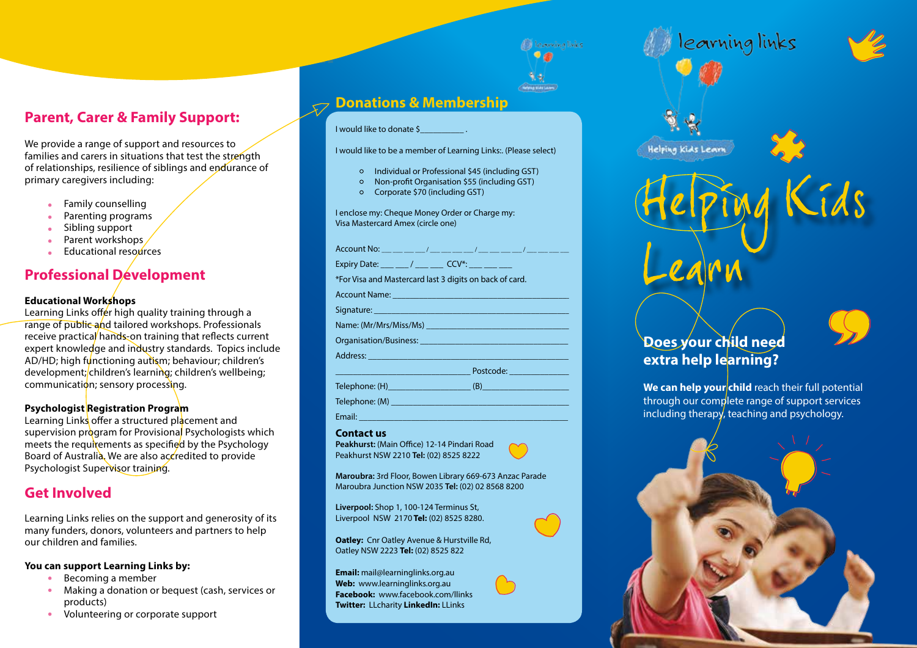## Parent, Carer & Family Support:

We provide a range of support and resources to families and carers in situations that test the strength of relationships, resilience of siblings and endurance of primary caregivers including:

- Family counselling
- Parenting programs
- Sibling support
- Parent workshops
- Educational resources

## Professional Development

**Educational Workshops**
Learning Links offer high quality training through a range of public and tailored workshops. Professionals receive practical hands-on training that reflects current expert knowledge and industry standards. Topics include AD/HD; high functioning autism; behaviour; children's development; children's learning; children's wellbeing; communication; sensory processing.

**Psychologist Registration Program**
Learning Links offer a structured placement and supervision program for Provisional Psychologists which meets the requirements as specified by the Psychology Board of Australia. We are also accredited to provide Psychologist Supervisor training.

## Get Involved

Learning Links relies on the support and generosity of its many funders, donors, volunteers and partners to help our children and families.

**You can support Learning Links by:**

- Becoming a member
- Making a donation or bequest (cash, services or products)
- Volunteering or corporate support

## Donations & Membership

I would like to donate $__________ .

I would like to be a member of Learning Links:. (Please select)

- Individual or Professional $45 (including GST)
- Non-profit Organisation $55 (including GST)
- Corporate $70 (including GST)

I enclose my: Cheque Money Order or Charge my:
Visa Mastercard Amex (circle one)

Account No: __ __ __ __/ __ __ __ __/ __ __ __ __/ __ __ __ __

Expiry Date: ___ ___ / ___ ___ CCV*: ___ ___ ___

*For Visa and Mastercard last 3 digits on back of card.

Account Name: ________________________________

Signature: ________________________________

Name: (Mr/Mrs/Miss/Ms) ________________________________

Organisation/Business: ________________________________

Address: ________________________________

________________________________ Postcode: ____________

Telephone: (H)__________________ (B)__________________

Telephone: (M) ________________________________

Email: ________________________________

### Contact us

**Peakhurst:** (Main Office) 12-14 Pindari Road
Peakhurst NSW 2210 **Tel:** (02) 8525 8222

**Maroubra:** 3rd Floor, Bowen Library 669-673 Anzac Parade
Maroubra Junction NSW 2035 **Tel:** (02) 02 8568 8200

**Liverpool:** Shop 1, 100-124 Terminus St,
Liverpool NSW 2170 **Tel:** (02) 8525 8280.

**Oatley:** Cnr Oatley Avenue & Hurstville Rd,
Oatley NSW 2223 **Tel:** (02) 8525 822

**Email:** mail@learninglinks.org.au
**Web:** www.learninglinks.org.au
**Facebook:** www.facebook.com/llinks
**Twitter:** LLcharity **LinkedIn:** LLinks

learning links

Helping Kids Learn

# Helping Kids Learn

## Does your child need extra help learning?

**We can help your child** reach their full potential through our complete range of support services including therapy, teaching and psychology.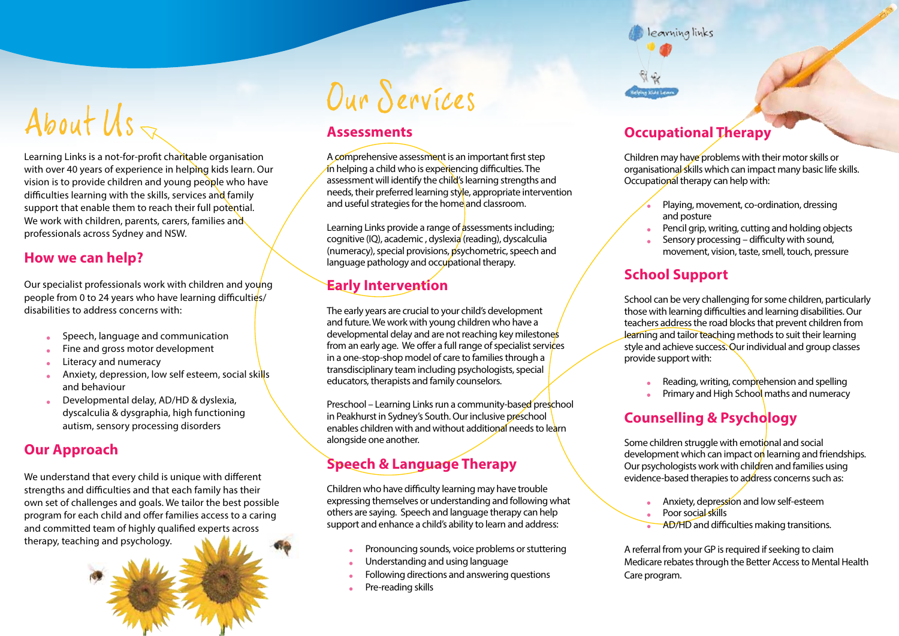# About Us

Learning Links is a not-for-profit charitable organisation with over 40 years of experience in helping kids learn. Our vision is to provide children and young people who have difficulties learning with the skills, services and family support that enable them to reach their full potential. We work with children, parents, carers, families and professionals across Sydney and NSW.

## How we can help?

Our specialist professionals work with children and young people from 0 to 24 years who have learning difficulties/ disabilities to address concerns with:

- Speech, language and communication
- Fine and gross motor development
- Literacy and numeracy
- Anxiety, depression, low self esteem, social skills and behaviour
- Developmental delay, AD/HD & dyslexia, dyscalculia & dysgraphia, high functioning autism, sensory processing disorders

## Our Approach

We understand that every child is unique with different strengths and difficulties and that each family has their own set of challenges and goals. We tailor the best possible program for each child and offer families access to a caring and committed team of highly qualified experts across therapy, teaching and psychology.

# Our Services

## Assessments

A comprehensive assessment is an important first step in helping a child who is experiencing difficulties. The assessment will identify the child's learning strengths and needs, their preferred learning style, appropriate intervention and useful strategies for the home and classroom.

Learning Links provide a range of assessments including; cognitive (IQ), academic , dyslexia (reading), dyscalculia (numeracy), special provisions, psychometric, speech and language pathology and occupational therapy.

## Early Intervention

The early years are crucial to your child's development and future. We work with young children who have a developmental delay and are not reaching key milestones from an early age. We offer a full range of specialist services in a one-stop-shop model of care to families through a transdisciplinary team including psychologists, special educators, therapists and family counselors.

Preschool – Learning Links run a community-based preschool in Peakhurst in Sydney's South. Our inclusive preschool enables children with and without additional needs to learn alongside one another.

## Speech & Language Therapy

Children who have difficulty learning may have trouble expressing themselves or understanding and following what others are saying. Speech and language therapy can help support and enhance a child's ability to learn and address:

- Pronouncing sounds, voice problems or stuttering
- Understanding and using language
- Following directions and answering questions
- Pre-reading skills

learning links
Helping Kids Learn

## Occupational Therapy

Children may have problems with their motor skills or organisational skills which can impact many basic life skills. Occupational therapy can help with:

- Playing, movement, co-ordination, dressing and posture
- Pencil grip, writing, cutting and holding objects
- Sensory processing – difficulty with sound, movement, vision, taste, smell, touch, pressure

## School Support

School can be very challenging for some children, particularly those with learning difficulties and learning disabilities. Our teachers address the road blocks that prevent children from learning and tailor teaching methods to suit their learning style and achieve success. Our individual and group classes provide support with:

- Reading, writing, comprehension and spelling
- Primary and High School maths and numeracy

## Counselling & Psychology

Some children struggle with emotional and social development which can impact on learning and friendships. Our psychologists work with children and families using evidence-based therapies to address concerns such as:

- Anxiety, depression and low self-esteem
- Poor social skills
- AD/HD and difficulties making transitions.

A referral from your GP is required if seeking to claim Medicare rebates through the Better Access to Mental Health Care program.